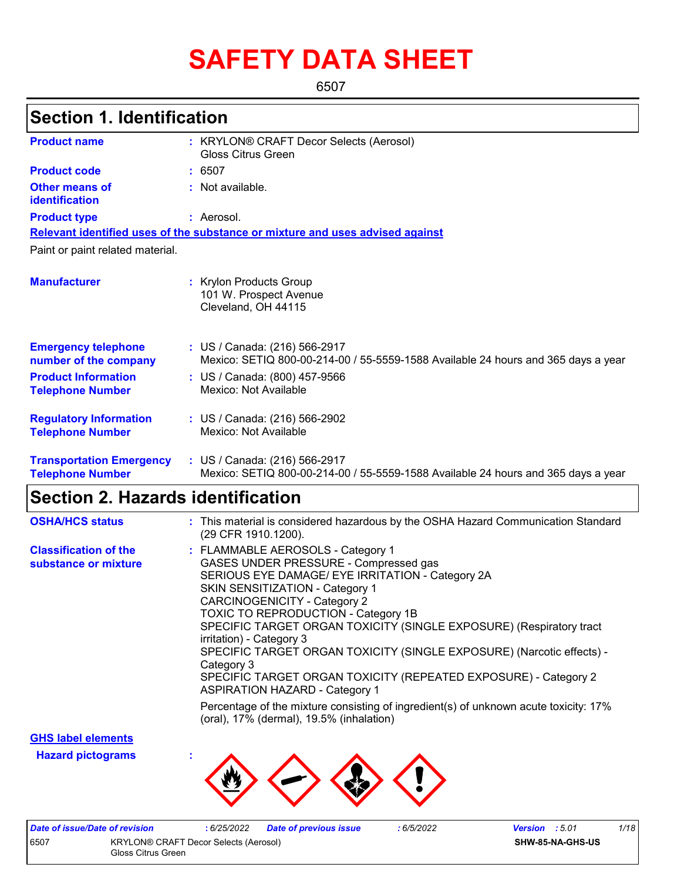# SAFETY DATA SHEET

6507

## Section 1. Identification

| | | |
|---|---|---|
| **Product name** | : | KRYLON® CRAFT Decor Selects (Aerosol) Gloss Citrus Green |
| **Product code** | : | 6507 |
| **Other means of identification** | : | Not available. |
| **Product type** | : | Aerosol. |

**Relevant identified uses of the substance or mixture and uses advised against**

Paint or paint related material.

| | | |
|---|---|---|
| **Manufacturer** | : | Krylon Products Group<br>101 W. Prospect Avenue<br>Cleveland, OH 44115 |
| **Emergency telephone number of the company** | : | US / Canada: (216) 566-2917<br>Mexico: SETIQ 800-00-214-00 / 55-5559-1588 Available 24 hours and 365 days a year |
| **Product Information Telephone Number** | : | US / Canada: (800) 457-9566<br>Mexico: Not Available |
| **Regulatory Information Telephone Number** | : | US / Canada: (216) 566-2902<br>Mexico: Not Available |
| **Transportation Emergency Telephone Number** | : | US / Canada: (216) 566-2917<br>Mexico: SETIQ 800-00-214-00 / 55-5559-1588 Available 24 hours and 365 days a year |

## Section 2. Hazards identification

| | | |
|---|---|---|
| **OSHA/HCS status** | : | This material is considered hazardous by the OSHA Hazard Communication Standard (29 CFR 1910.1200). |
| **Classification of the substance or mixture** | : | FLAMMABLE AEROSOLS - Category 1<br>GASES UNDER PRESSURE - Compressed gas<br>SERIOUS EYE DAMAGE/ EYE IRRITATION - Category 2A<br>SKIN SENSITIZATION - Category 1<br>CARCINOGENICITY - Category 2<br>TOXIC TO REPRODUCTION - Category 1B<br>SPECIFIC TARGET ORGAN TOXICITY (SINGLE EXPOSURE) (Respiratory tract irritation) - Category 3<br>SPECIFIC TARGET ORGAN TOXICITY (SINGLE EXPOSURE) (Narcotic effects) - Category 3<br>SPECIFIC TARGET ORGAN TOXICITY (REPEATED EXPOSURE) - Category 2<br>ASPIRATION HAZARD - Category 1<br><br>Percentage of the mixture consisting of ingredient(s) of unknown acute toxicity: 17% (oral), 17% (dermal), 19.5% (inhalation) |

**GHS label elements**

**Hazard pictograms** :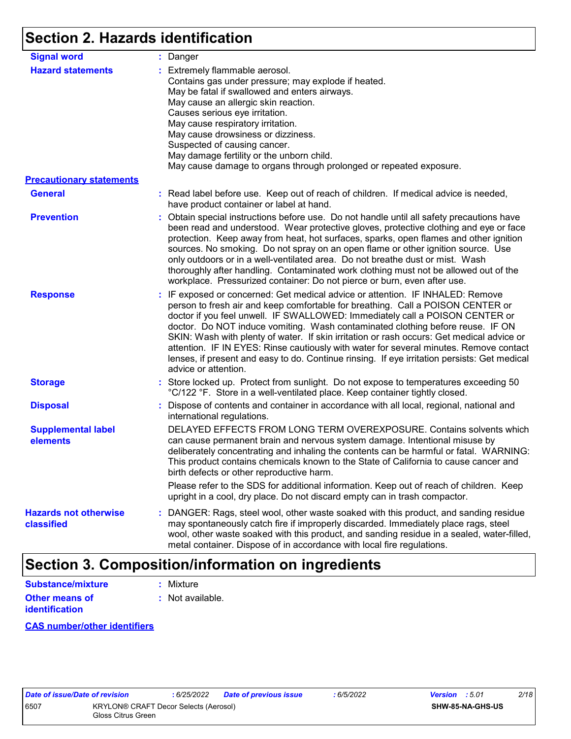## Section 2. Hazards identification

**Signal word** : Danger

**Hazard statements** : Extremely flammable aerosol.
Contains gas under pressure; may explode if heated.
May be fatal if swallowed and enters airways.
May cause an allergic skin reaction.
Causes serious eye irritation.
May cause respiratory irritation.
May cause drowsiness or dizziness.
Suspected of causing cancer.
May damage fertility or the unborn child.
May cause damage to organs through prolonged or repeated exposure.

**Precautionary statements**

**General** : Read label before use. Keep out of reach of children. If medical advice is needed, have product container or label at hand.

**Prevention** : Obtain special instructions before use. Do not handle until all safety precautions have been read and understood. Wear protective gloves, protective clothing and eye or face protection. Keep away from heat, hot surfaces, sparks, open flames and other ignition sources. No smoking. Do not spray on an open flame or other ignition source. Use only outdoors or in a well-ventilated area. Do not breathe dust or mist. Wash thoroughly after handling. Contaminated work clothing must not be allowed out of the workplace. Pressurized container: Do not pierce or burn, even after use.

**Response** : IF exposed or concerned: Get medical advice or attention. IF INHALED: Remove person to fresh air and keep comfortable for breathing. Call a POISON CENTER or doctor if you feel unwell. IF SWALLOWED: Immediately call a POISON CENTER or doctor. Do NOT induce vomiting. Wash contaminated clothing before reuse. IF ON SKIN: Wash with plenty of water. If skin irritation or rash occurs: Get medical advice or attention. IF IN EYES: Rinse cautiously with water for several minutes. Remove contact lenses, if present and easy to do. Continue rinsing. If eye irritation persists: Get medical advice or attention.

**Storage** : Store locked up. Protect from sunlight. Do not expose to temperatures exceeding 50 °C/122 °F. Store in a well-ventilated place. Keep container tightly closed.

**Disposal** : Dispose of contents and container in accordance with all local, regional, national and international regulations.

**Supplemental label elements** DELAYED EFFECTS FROM LONG TERM OVEREXPOSURE. Contains solvents which can cause permanent brain and nervous system damage. Intentional misuse by deliberately concentrating and inhaling the contents can be harmful or fatal. WARNING: This product contains chemicals known to the State of California to cause cancer and birth defects or other reproductive harm.

Please refer to the SDS for additional information. Keep out of reach of children. Keep upright in a cool, dry place. Do not discard empty can in trash compactor.

**Hazards not otherwise classified** : DANGER: Rags, steel wool, other waste soaked with this product, and sanding residue may spontaneously catch fire if improperly discarded. Immediately place rags, steel wool, other waste soaked with this product, and sanding residue in a sealed, water-filled, metal container. Dispose of in accordance with local fire regulations.

## Section 3. Composition/information on ingredients

**Substance/mixture** : Mixture

**Other means of identification** : Not available.

**CAS number/other identifiers**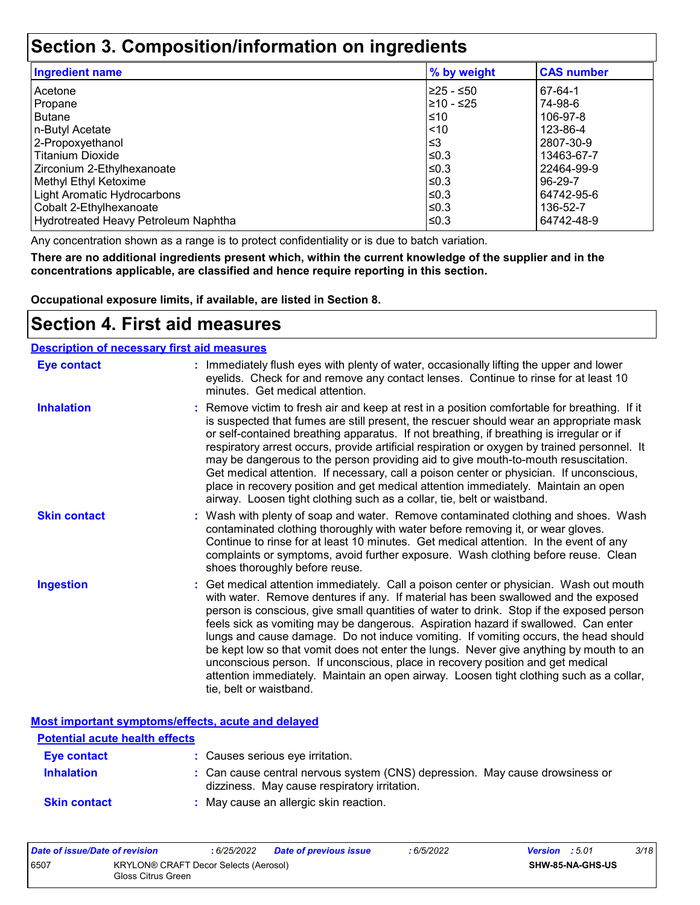## Section 3. Composition/information on ingredients

| Ingredient name | % by weight | CAS number |
|---|---|---|
| Acetone | ≥25 - ≤50 | 67-64-1 |
| Propane | ≥10 - ≤25 | 74-98-6 |
| Butane | ≤10 | 106-97-8 |
| n-Butyl Acetate | <10 | 123-86-4 |
| 2-Propoxyethanol | ≤3 | 2807-30-9 |
| Titanium Dioxide | ≤0.3 | 13463-67-7 |
| Zirconium 2-Ethylhexanoate | ≤0.3 | 22464-99-9 |
| Methyl Ethyl Ketoxime | ≤0.3 | 96-29-7 |
| Light Aromatic Hydrocarbons | ≤0.3 | 64742-95-6 |
| Cobalt 2-Ethylhexanoate | ≤0.3 | 136-52-7 |
| Hydrotreated Heavy Petroleum Naphtha | ≤0.3 | 64742-48-9 |

Any concentration shown as a range is to protect confidentiality or is due to batch variation.

**There are no additional ingredients present which, within the current knowledge of the supplier and in the concentrations applicable, are classified and hence require reporting in this section.**

**Occupational exposure limits, if available, are listed in Section 8.**

## Section 4. First aid measures

### Description of necessary first aid measures

**Eye contact** : Immediately flush eyes with plenty of water, occasionally lifting the upper and lower eyelids. Check for and remove any contact lenses. Continue to rinse for at least 10 minutes. Get medical attention.

**Inhalation** : Remove victim to fresh air and keep at rest in a position comfortable for breathing. If it is suspected that fumes are still present, the rescuer should wear an appropriate mask or self-contained breathing apparatus. If not breathing, if breathing is irregular or if respiratory arrest occurs, provide artificial respiration or oxygen by trained personnel. It may be dangerous to the person providing aid to give mouth-to-mouth resuscitation. Get medical attention. If necessary, call a poison center or physician. If unconscious, place in recovery position and get medical attention immediately. Maintain an open airway. Loosen tight clothing such as a collar, tie, belt or waistband.

**Skin contact** : Wash with plenty of soap and water. Remove contaminated clothing and shoes. Wash contaminated clothing thoroughly with water before removing it, or wear gloves. Continue to rinse for at least 10 minutes. Get medical attention. In the event of any complaints or symptoms, avoid further exposure. Wash clothing before reuse. Clean shoes thoroughly before reuse.

**Ingestion** : Get medical attention immediately. Call a poison center or physician. Wash out mouth with water. Remove dentures if any. If material has been swallowed and the exposed person is conscious, give small quantities of water to drink. Stop if the exposed person feels sick as vomiting may be dangerous. Aspiration hazard if swallowed. Can enter lungs and cause damage. Do not induce vomiting. If vomiting occurs, the head should be kept low so that vomit does not enter the lungs. Never give anything by mouth to an unconscious person. If unconscious, place in recovery position and get medical attention immediately. Maintain an open airway. Loosen tight clothing such as a collar, tie, belt or waistband.

### Most important symptoms/effects, acute and delayed

#### Potential acute health effects

**Eye contact** : Causes serious eye irritation.

**Inhalation** : Can cause central nervous system (CNS) depression. May cause drowsiness or dizziness. May cause respiratory irritation.

**Skin contact** : May cause an allergic skin reaction.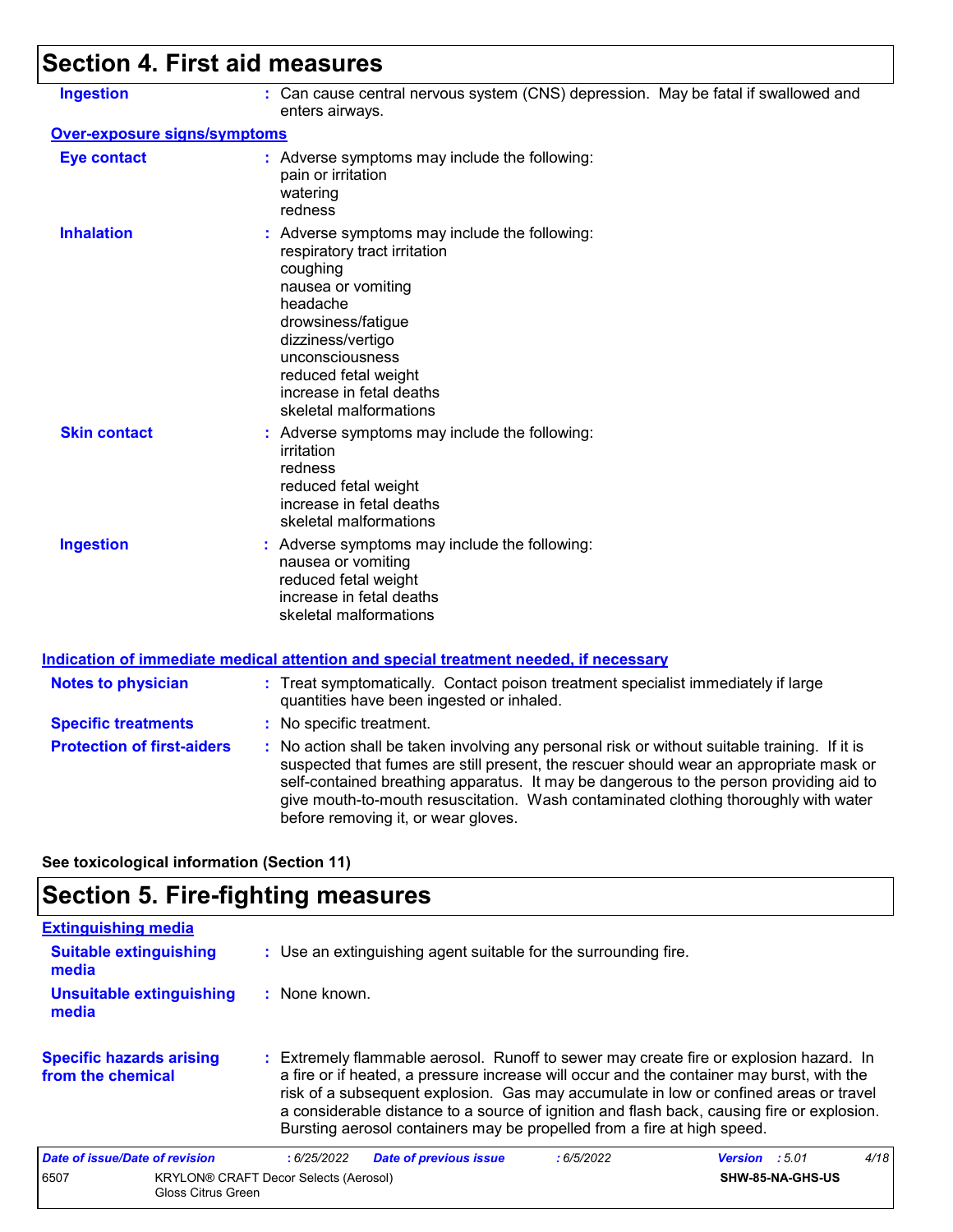## Section 4. First aid measures

| | |
|---|---|
| **Ingestion** | : Can cause central nervous system (CNS) depression. May be fatal if swallowed and enters airways. |

**Over-exposure signs/symptoms**

| | |
|---|---|
| **Eye contact** | : Adverse symptoms may include the following:<br>pain or irritation<br>watering<br>redness |
| **Inhalation** | : Adverse symptoms may include the following:<br>respiratory tract irritation<br>coughing<br>nausea or vomiting<br>headache<br>drowsiness/fatigue<br>dizziness/vertigo<br>unconsciousness<br>reduced fetal weight<br>increase in fetal deaths<br>skeletal malformations |
| **Skin contact** | : Adverse symptoms may include the following:<br>irritation<br>redness<br>reduced fetal weight<br>increase in fetal deaths<br>skeletal malformations |
| **Ingestion** | : Adverse symptoms may include the following:<br>nausea or vomiting<br>reduced fetal weight<br>increase in fetal deaths<br>skeletal malformations |

**Indication of immediate medical attention and special treatment needed, if necessary**

| | |
|---|---|
| **Notes to physician** | : Treat symptomatically. Contact poison treatment specialist immediately if large quantities have been ingested or inhaled. |
| **Specific treatments** | : No specific treatment. |
| **Protection of first-aiders** | : No action shall be taken involving any personal risk or without suitable training. If it is suspected that fumes are still present, the rescuer should wear an appropriate mask or self-contained breathing apparatus. It may be dangerous to the person providing aid to give mouth-to-mouth resuscitation. Wash contaminated clothing thoroughly with water before removing it, or wear gloves. |

**See toxicological information (Section 11)**

## Section 5. Fire-fighting measures

**Extinguishing media**

| | |
|---|---|
| **Suitable extinguishing media** | : Use an extinguishing agent suitable for the surrounding fire. |
| **Unsuitable extinguishing media** | : None known. |
| **Specific hazards arising from the chemical** | : Extremely flammable aerosol. Runoff to sewer may create fire or explosion hazard. In a fire or if heated, a pressure increase will occur and the container may burst, with the risk of a subsequent explosion. Gas may accumulate in low or confined areas or travel a considerable distance to a source of ignition and flash back, causing fire or explosion. Bursting aerosol containers may be propelled from a fire at high speed. |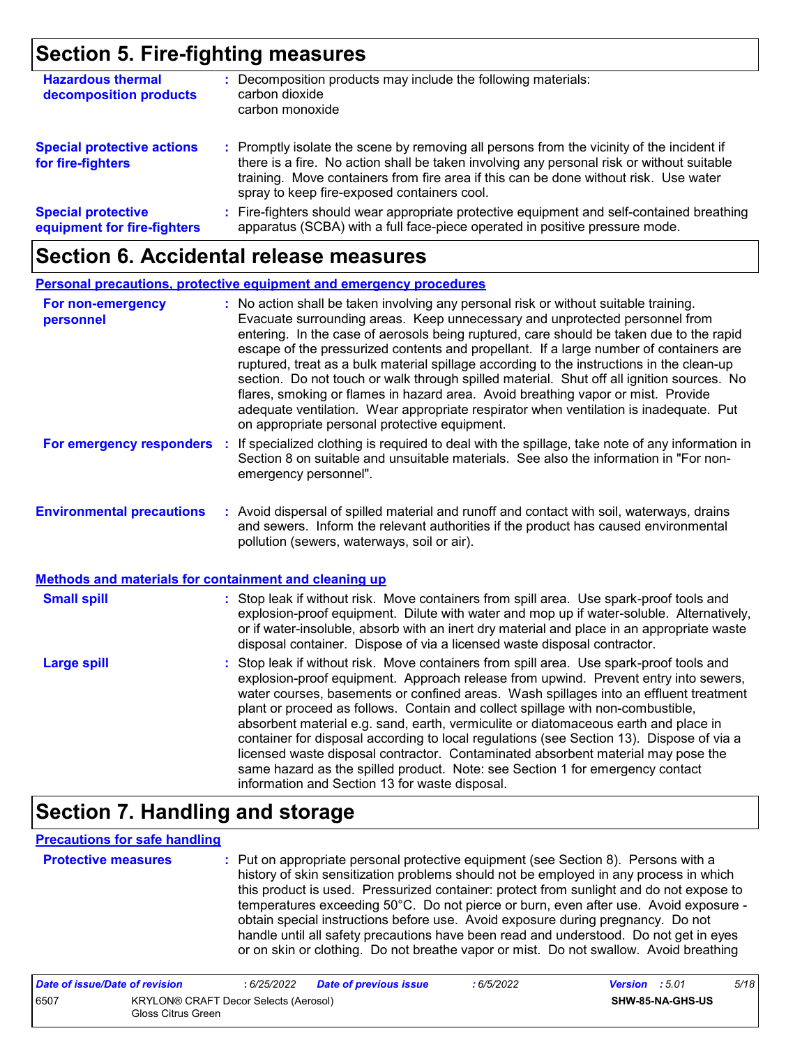## Section 5. Fire-fighting measures

| | |
|---|---|
| **Hazardous thermal decomposition products** | : Decomposition products may include the following materials: carbon dioxide carbon monoxide |
| **Special protective actions for fire-fighters** | : Promptly isolate the scene by removing all persons from the vicinity of the incident if there is a fire. No action shall be taken involving any personal risk or without suitable training. Move containers from fire area if this can be done without risk. Use water spray to keep fire-exposed containers cool. |
| **Special protective equipment for fire-fighters** | : Fire-fighters should wear appropriate protective equipment and self-contained breathing apparatus (SCBA) with a full face-piece operated in positive pressure mode. |

## Section 6. Accidental release measures

**Personal precautions, protective equipment and emergency procedures**

| | |
|---|---|
| **For non-emergency personnel** | : No action shall be taken involving any personal risk or without suitable training. Evacuate surrounding areas. Keep unnecessary and unprotected personnel from entering. In the case of aerosols being ruptured, care should be taken due to the rapid escape of the pressurized contents and propellant. If a large number of containers are ruptured, treat as a bulk material spillage according to the instructions in the clean-up section. Do not touch or walk through spilled material. Shut off all ignition sources. No flares, smoking or flames in hazard area. Avoid breathing vapor or mist. Provide adequate ventilation. Wear appropriate respirator when ventilation is inadequate. Put on appropriate personal protective equipment. |
| **For emergency responders** | : If specialized clothing is required to deal with the spillage, take note of any information in Section 8 on suitable and unsuitable materials. See also the information in "For non-emergency personnel". |
| **Environmental precautions** | : Avoid dispersal of spilled material and runoff and contact with soil, waterways, drains and sewers. Inform the relevant authorities if the product has caused environmental pollution (sewers, waterways, soil or air). |

**Methods and materials for containment and cleaning up**

| | |
|---|---|
| **Small spill** | : Stop leak if without risk. Move containers from spill area. Use spark-proof tools and explosion-proof equipment. Dilute with water and mop up if water-soluble. Alternatively, or if water-insoluble, absorb with an inert dry material and place in an appropriate waste disposal container. Dispose of via a licensed waste disposal contractor. |
| **Large spill** | : Stop leak if without risk. Move containers from spill area. Use spark-proof tools and explosion-proof equipment. Approach release from upwind. Prevent entry into sewers, water courses, basements or confined areas. Wash spillages into an effluent treatment plant or proceed as follows. Contain and collect spillage with non-combustible, absorbent material e.g. sand, earth, vermiculite or diatomaceous earth and place in container for disposal according to local regulations (see Section 13). Dispose of via a licensed waste disposal contractor. Contaminated absorbent material may pose the same hazard as the spilled product. Note: see Section 1 for emergency contact information and Section 13 for waste disposal. |

## Section 7. Handling and storage

**Precautions for safe handling**

| | |
|---|---|
| **Protective measures** | : Put on appropriate personal protective equipment (see Section 8). Persons with a history of skin sensitization problems should not be employed in any process in which this product is used. Pressurized container: protect from sunlight and do not expose to temperatures exceeding 50°C. Do not pierce or burn, even after use. Avoid exposure - obtain special instructions before use. Avoid exposure during pregnancy. Do not handle until all safety precautions have been read and understood. Do not get in eyes or on skin or clothing. Do not breathe vapor or mist. Do not swallow. Avoid breathing |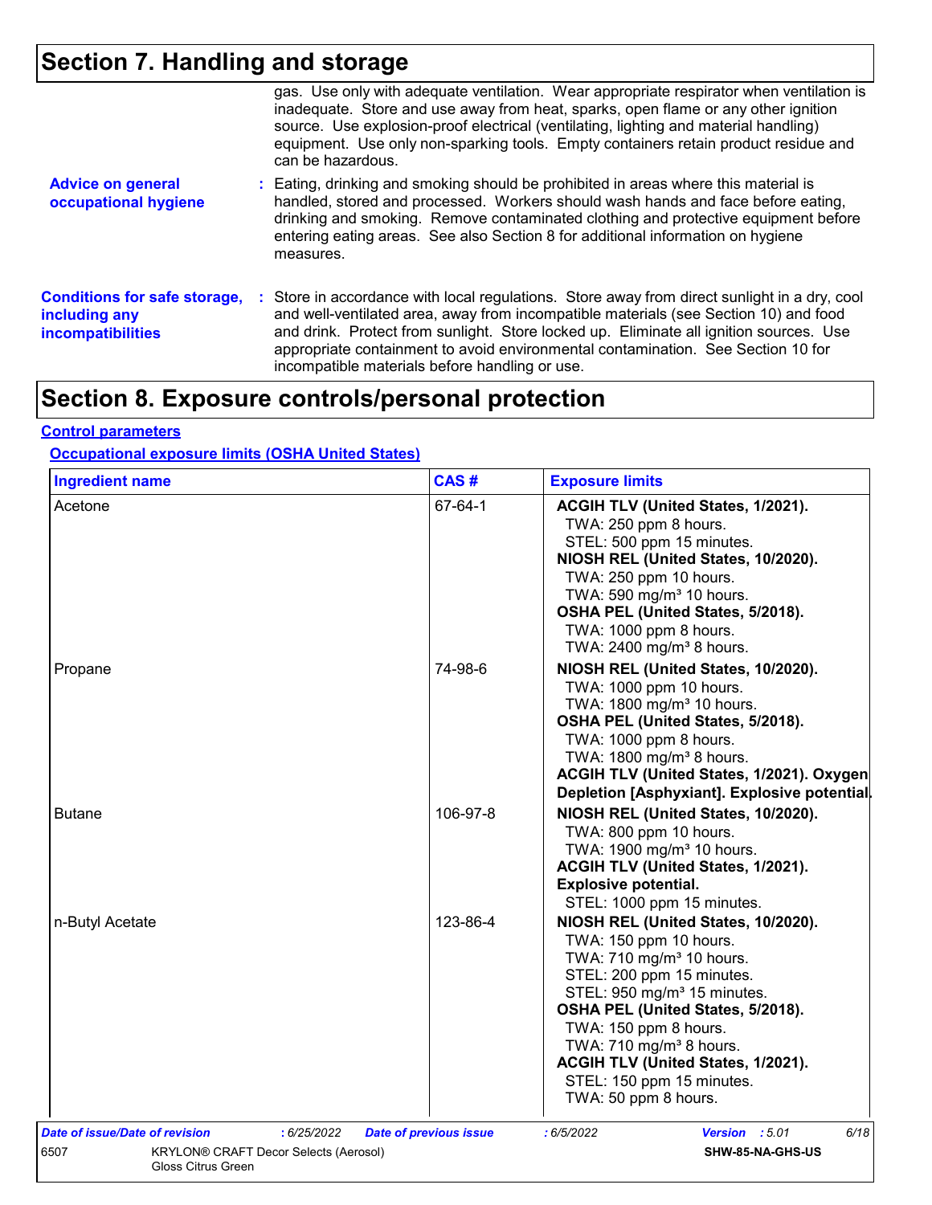# Section 7. Handling and storage

gas. Use only with adequate ventilation. Wear appropriate respirator when ventilation is inadequate. Store and use away from heat, sparks, open flame or any other ignition source. Use explosion-proof electrical (ventilating, lighting and material handling) equipment. Use only non-sparking tools. Empty containers retain product residue and can be hazardous.

**Advice on general occupational hygiene** : Eating, drinking and smoking should be prohibited in areas where this material is handled, stored and processed. Workers should wash hands and face before eating, drinking and smoking. Remove contaminated clothing and protective equipment before entering eating areas. See also Section 8 for additional information on hygiene measures.

**Conditions for safe storage, including any incompatibilities** : Store in accordance with local regulations. Store away from direct sunlight in a dry, cool and well-ventilated area, away from incompatible materials (see Section 10) and food and drink. Protect from sunlight. Store locked up. Eliminate all ignition sources. Use appropriate containment to avoid environmental contamination. See Section 10 for incompatible materials before handling or use.

# Section 8. Exposure controls/personal protection

## Control parameters

### Occupational exposure limits (OSHA United States)

| Ingredient name | CAS # | Exposure limits |
|---|---|---|
| Acetone | 67-64-1 | **ACGIH TLV (United States, 1/2021).**<br>TWA: 250 ppm 8 hours.<br>STEL: 500 ppm 15 minutes.<br>**NIOSH REL (United States, 10/2020).**<br>TWA: 250 ppm 10 hours.<br>TWA: 590 mg/m³ 10 hours.<br>**OSHA PEL (United States, 5/2018).**<br>TWA: 1000 ppm 8 hours.<br>TWA: 2400 mg/m³ 8 hours. |
| Propane | 74-98-6 | **NIOSH REL (United States, 10/2020).**<br>TWA: 1000 ppm 10 hours.<br>TWA: 1800 mg/m³ 10 hours.<br>**OSHA PEL (United States, 5/2018).**<br>TWA: 1000 ppm 8 hours.<br>TWA: 1800 mg/m³ 8 hours.<br>**ACGIH TLV (United States, 1/2021). Oxygen Depletion [Asphyxiant]. Explosive potential.** |
| Butane | 106-97-8 | **NIOSH REL (United States, 10/2020).**<br>TWA: 800 ppm 10 hours.<br>TWA: 1900 mg/m³ 10 hours.<br>**ACGIH TLV (United States, 1/2021). Explosive potential.**<br>STEL: 1000 ppm 15 minutes. |
| n-Butyl Acetate | 123-86-4 | **NIOSH REL (United States, 10/2020).**<br>TWA: 150 ppm 10 hours.<br>TWA: 710 mg/m³ 10 hours.<br>STEL: 200 ppm 15 minutes.<br>STEL: 950 mg/m³ 15 minutes.<br>**OSHA PEL (United States, 5/2018).**<br>TWA: 150 ppm 8 hours.<br>TWA: 710 mg/m³ 8 hours.<br>**ACGIH TLV (United States, 1/2021).**<br>STEL: 150 ppm 15 minutes.<br>TWA: 50 ppm 8 hours. |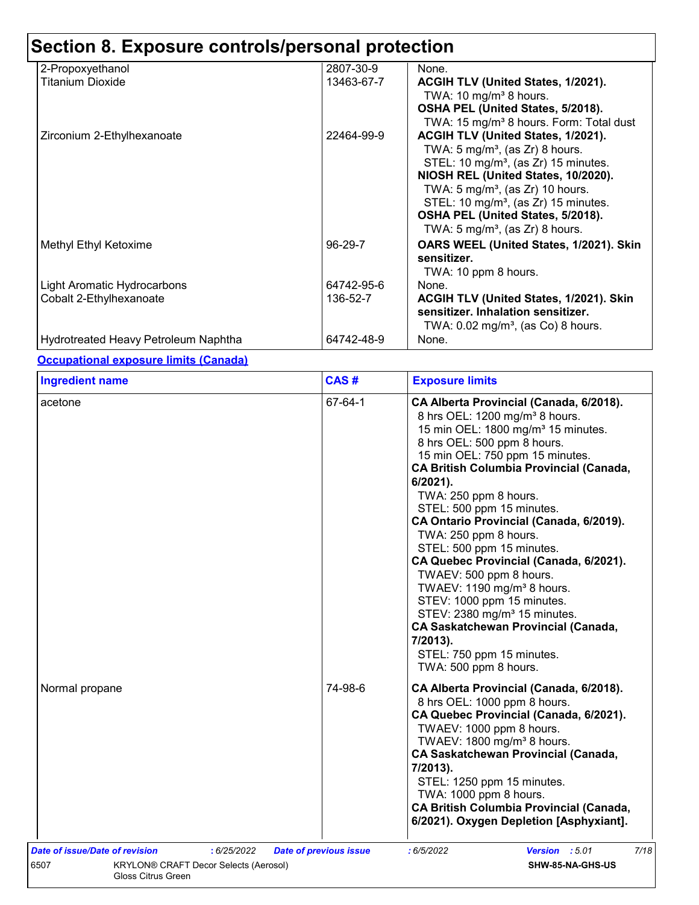## Section 8. Exposure controls/personal protection

| | | |
|---|---|---|
| 2-Propoxyethanol | 2807-30-9 | None. |
| Titanium Dioxide | 13463-67-7 | **ACGIH TLV (United States, 1/2021).**<br>TWA: 10 mg/m³ 8 hours.<br>**OSHA PEL (United States, 5/2018).**<br>TWA: 15 mg/m³ 8 hours. Form: Total dust |
| Zirconium 2-Ethylhexanoate | 22464-99-9 | **ACGIH TLV (United States, 1/2021).**<br>TWA: 5 mg/m³, (as Zr) 8 hours.<br>STEL: 10 mg/m³, (as Zr) 15 minutes.<br>**NIOSH REL (United States, 10/2020).**<br>TWA: 5 mg/m³, (as Zr) 10 hours.<br>STEL: 10 mg/m³, (as Zr) 15 minutes.<br>**OSHA PEL (United States, 5/2018).**<br>TWA: 5 mg/m³, (as Zr) 8 hours. |
| Methyl Ethyl Ketoxime | 96-29-7 | **OARS WEEL (United States, 1/2021). Skin sensitizer.**<br>TWA: 10 ppm 8 hours. |
| Light Aromatic Hydrocarbons | 64742-95-6 | None. |
| Cobalt 2-Ethylhexanoate | 136-52-7 | **ACGIH TLV (United States, 1/2021). Skin sensitizer. Inhalation sensitizer.**<br>TWA: 0.02 mg/m³, (as Co) 8 hours. |
| Hydrotreated Heavy Petroleum Naphtha | 64742-48-9 | None. |

**Occupational exposure limits (Canada)**

| Ingredient name | CAS # | Exposure limits |
|---|---|---|
| acetone | 67-64-1 | **CA Alberta Provincial (Canada, 6/2018).**<br>8 hrs OEL: 1200 mg/m³ 8 hours.<br>15 min OEL: 1800 mg/m³ 15 minutes.<br>8 hrs OEL: 500 ppm 8 hours.<br>15 min OEL: 750 ppm 15 minutes.<br>**CA British Columbia Provincial (Canada, 6/2021).**<br>TWA: 250 ppm 8 hours.<br>STEL: 500 ppm 15 minutes.<br>**CA Ontario Provincial (Canada, 6/2019).**<br>TWA: 250 ppm 8 hours.<br>STEL: 500 ppm 15 minutes.<br>**CA Quebec Provincial (Canada, 6/2021).**<br>TWAEV: 500 ppm 8 hours.<br>TWAEV: 1190 mg/m³ 8 hours.<br>STEV: 1000 ppm 15 minutes.<br>STEV: 2380 mg/m³ 15 minutes.<br>**CA Saskatchewan Provincial (Canada, 7/2013).**<br>STEL: 750 ppm 15 minutes.<br>TWA: 500 ppm 8 hours. |
| Normal propane | 74-98-6 | **CA Alberta Provincial (Canada, 6/2018).**<br>8 hrs OEL: 1000 ppm 8 hours.<br>**CA Quebec Provincial (Canada, 6/2021).**<br>TWAEV: 1000 ppm 8 hours.<br>TWAEV: 1800 mg/m³ 8 hours.<br>**CA Saskatchewan Provincial (Canada, 7/2013).**<br>STEL: 1250 ppm 15 minutes.<br>TWA: 1000 ppm 8 hours.<br>**CA British Columbia Provincial (Canada, 6/2021). Oxygen Depletion [Asphyxiant].** |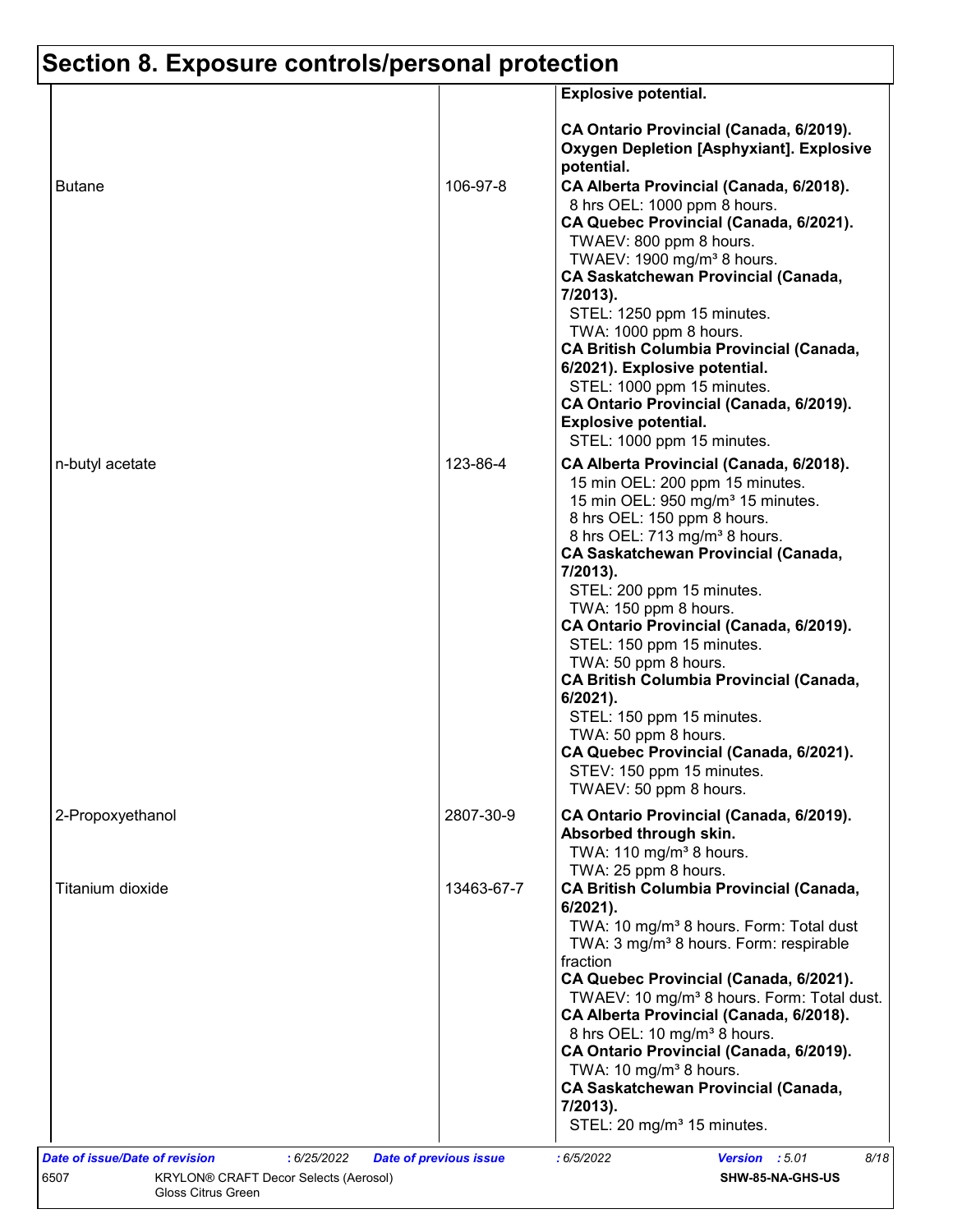# Section 8. Exposure controls/personal protection

| | | |
|---|---|---|
| | | **Explosive potential.**<br><br>**CA Ontario Provincial (Canada, 6/2019). Oxygen Depletion [Asphyxiant]. Explosive potential.** |
| Butane | 106-97-8 | **CA Alberta Provincial (Canada, 6/2018).**<br>8 hrs OEL: 1000 ppm 8 hours.<br>**CA Quebec Provincial (Canada, 6/2021).**<br>TWAEV: 800 ppm 8 hours.<br>TWAEV: 1900 mg/m³ 8 hours.<br>**CA Saskatchewan Provincial (Canada, 7/2013).**<br>STEL: 1250 ppm 15 minutes.<br>TWA: 1000 ppm 8 hours.<br>**CA British Columbia Provincial (Canada, 6/2021). Explosive potential.**<br>STEL: 1000 ppm 15 minutes.<br>**CA Ontario Provincial (Canada, 6/2019). Explosive potential.**<br>STEL: 1000 ppm 15 minutes. |
| n-butyl acetate | 123-86-4 | **CA Alberta Provincial (Canada, 6/2018).**<br>15 min OEL: 200 ppm 15 minutes.<br>15 min OEL: 950 mg/m³ 15 minutes.<br>8 hrs OEL: 150 ppm 8 hours.<br>8 hrs OEL: 713 mg/m³ 8 hours.<br>**CA Saskatchewan Provincial (Canada, 7/2013).**<br>STEL: 200 ppm 15 minutes.<br>TWA: 150 ppm 8 hours.<br>**CA Ontario Provincial (Canada, 6/2019).**<br>STEL: 150 ppm 15 minutes.<br>TWA: 50 ppm 8 hours.<br>**CA British Columbia Provincial (Canada, 6/2021).**<br>STEL: 150 ppm 15 minutes.<br>TWA: 50 ppm 8 hours.<br>**CA Quebec Provincial (Canada, 6/2021).**<br>STEV: 150 ppm 15 minutes.<br>TWAEV: 50 ppm 8 hours. |
| 2-Propoxyethanol | 2807-30-9 | **CA Ontario Provincial (Canada, 6/2019). Absorbed through skin.**<br>TWA: 110 mg/m³ 8 hours.<br>TWA: 25 ppm 8 hours. |
| Titanium dioxide | 13463-67-7 | **CA British Columbia Provincial (Canada, 6/2021).**<br>TWA: 10 mg/m³ 8 hours. Form: Total dust<br>TWA: 3 mg/m³ 8 hours. Form: respirable fraction<br>**CA Quebec Provincial (Canada, 6/2021).**<br>TWAEV: 10 mg/m³ 8 hours. Form: Total dust.<br>**CA Alberta Provincial (Canada, 6/2018).**<br>8 hrs OEL: 10 mg/m³ 8 hours.<br>**CA Ontario Provincial (Canada, 6/2019).**<br>TWA: 10 mg/m³ 8 hours.<br>**CA Saskatchewan Provincial (Canada, 7/2013).**<br>STEL: 20 mg/m³ 15 minutes. |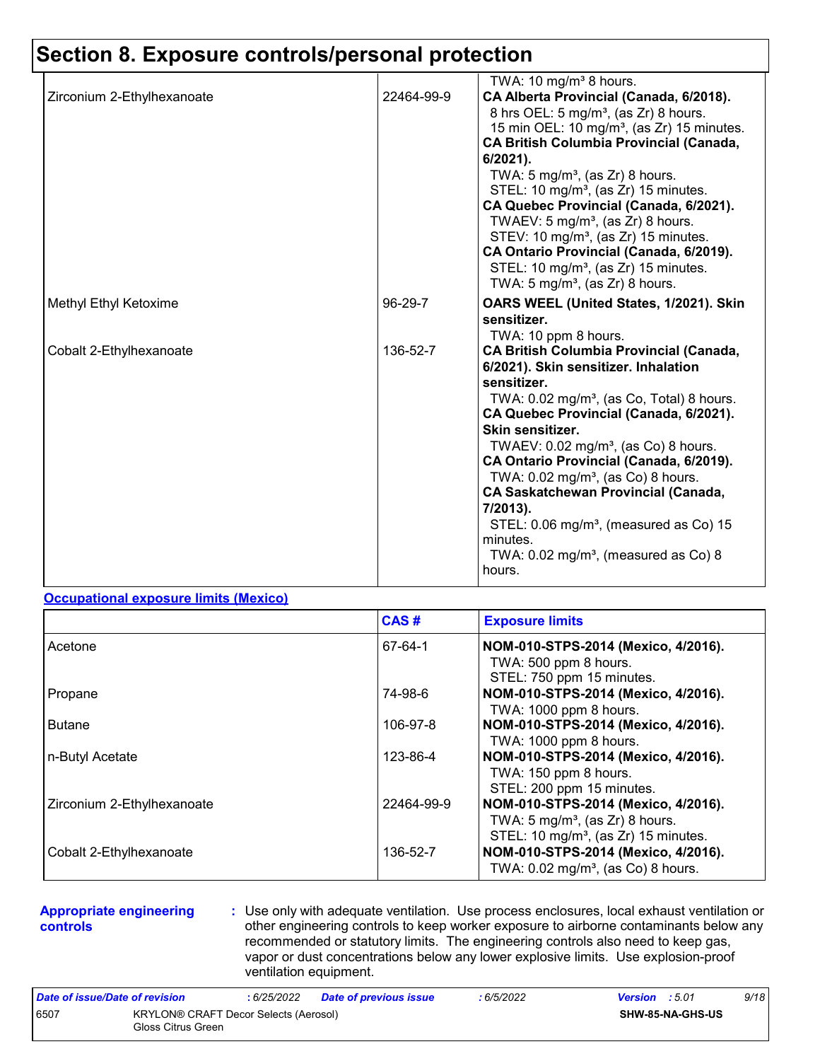# Section 8. Exposure controls/personal protection

| | | |
|---|---|---|
| | | TWA: 10 mg/m³ 8 hours. |
| Zirconium 2-Ethylhexanoate | 22464-99-9 | **CA Alberta Provincial (Canada, 6/2018).**<br>8 hrs OEL: 5 mg/m³, (as Zr) 8 hours.<br>15 min OEL: 10 mg/m³, (as Zr) 15 minutes.<br>**CA British Columbia Provincial (Canada, 6/2021).**<br>TWA: 5 mg/m³, (as Zr) 8 hours.<br>STEL: 10 mg/m³, (as Zr) 15 minutes.<br>**CA Quebec Provincial (Canada, 6/2021).**<br>TWAEV: 5 mg/m³, (as Zr) 8 hours.<br>STEV: 10 mg/m³, (as Zr) 15 minutes.<br>**CA Ontario Provincial (Canada, 6/2019).**<br>STEL: 10 mg/m³, (as Zr) 15 minutes.<br>TWA: 5 mg/m³, (as Zr) 8 hours. |
| Methyl Ethyl Ketoxime | 96-29-7 | **OARS WEEL (United States, 1/2021). Skin sensitizer.**<br>TWA: 10 ppm 8 hours. |
| Cobalt 2-Ethylhexanoate | 136-52-7 | **CA British Columbia Provincial (Canada, 6/2021). Skin sensitizer. Inhalation sensitizer.**<br>TWA: 0.02 mg/m³, (as Co, Total) 8 hours.<br>**CA Quebec Provincial (Canada, 6/2021). Skin sensitizer.**<br>TWAEV: 0.02 mg/m³, (as Co) 8 hours.<br>**CA Ontario Provincial (Canada, 6/2019).**<br>TWA: 0.02 mg/m³, (as Co) 8 hours.<br>**CA Saskatchewan Provincial (Canada, 7/2013).**<br>STEL: 0.06 mg/m³, (measured as Co) 15 minutes.<br>TWA: 0.02 mg/m³, (measured as Co) 8 hours. |

**Occupational exposure limits (Mexico)**

| | CAS # | Exposure limits |
|---|---|---|
| Acetone | 67-64-1 | **NOM-010-STPS-2014 (Mexico, 4/2016).**<br>TWA: 500 ppm 8 hours.<br>STEL: 750 ppm 15 minutes. |
| Propane | 74-98-6 | **NOM-010-STPS-2014 (Mexico, 4/2016).**<br>TWA: 1000 ppm 8 hours. |
| Butane | 106-97-8 | **NOM-010-STPS-2014 (Mexico, 4/2016).**<br>TWA: 1000 ppm 8 hours. |
| n-Butyl Acetate | 123-86-4 | **NOM-010-STPS-2014 (Mexico, 4/2016).**<br>TWA: 150 ppm 8 hours.<br>STEL: 200 ppm 15 minutes. |
| Zirconium 2-Ethylhexanoate | 22464-99-9 | **NOM-010-STPS-2014 (Mexico, 4/2016).**<br>TWA: 5 mg/m³, (as Zr) 8 hours.<br>STEL: 10 mg/m³, (as Zr) 15 minutes. |
| Cobalt 2-Ethylhexanoate | 136-52-7 | **NOM-010-STPS-2014 (Mexico, 4/2016).**<br>TWA: 0.02 mg/m³, (as Co) 8 hours. |

**Appropriate engineering controls** : Use only with adequate ventilation. Use process enclosures, local exhaust ventilation or other engineering controls to keep worker exposure to airborne contaminants below any recommended or statutory limits. The engineering controls also need to keep gas, vapor or dust concentrations below any lower explosive limits. Use explosion-proof ventilation equipment.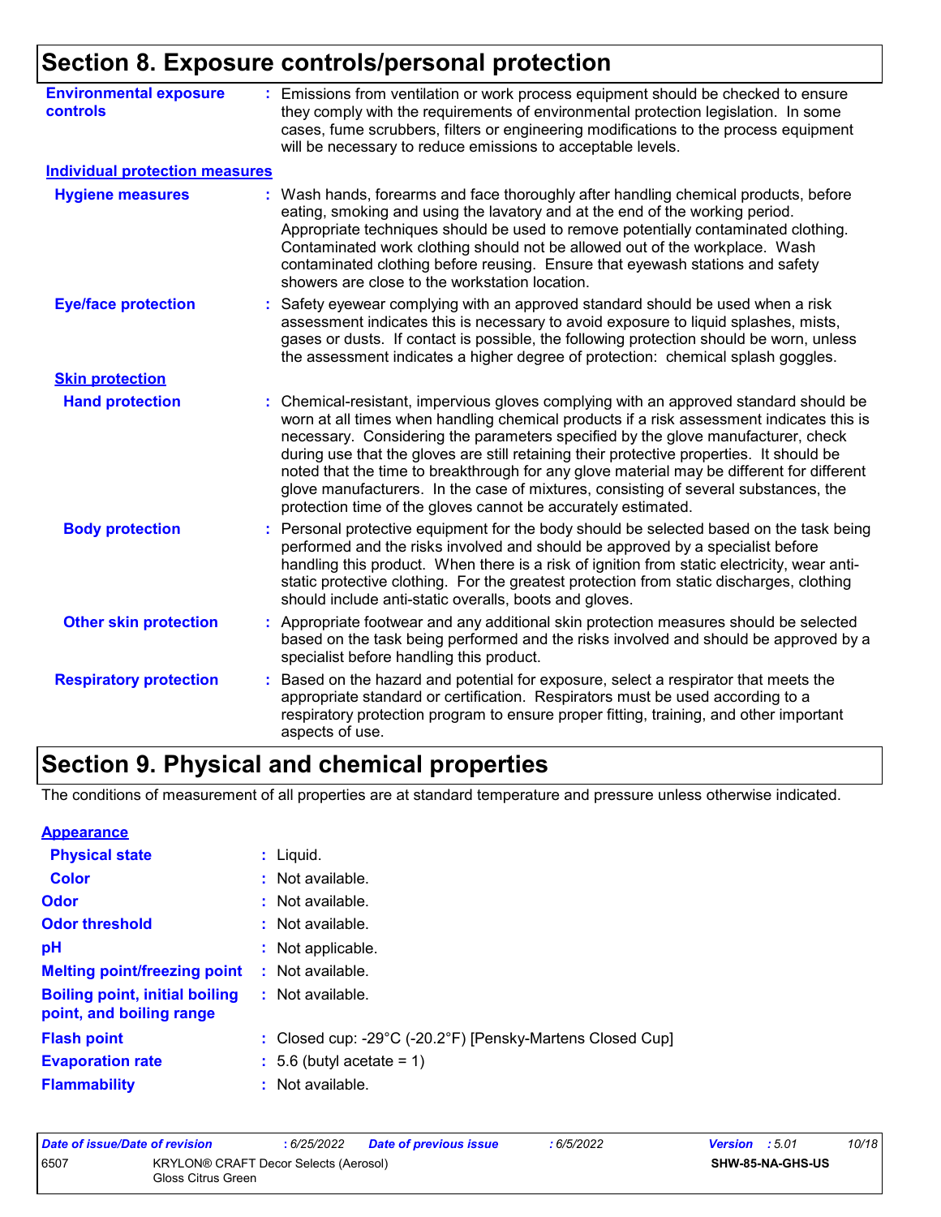## Section 8. Exposure controls/personal protection

| | |
|---|---|
| **Environmental exposure controls** | : Emissions from ventilation or work process equipment should be checked to ensure they comply with the requirements of environmental protection legislation. In some cases, fume scrubbers, filters or engineering modifications to the process equipment will be necessary to reduce emissions to acceptable levels. |

**Individual protection measures**

| | |
|---|---|
| **Hygiene measures** | : Wash hands, forearms and face thoroughly after handling chemical products, before eating, smoking and using the lavatory and at the end of the working period. Appropriate techniques should be used to remove potentially contaminated clothing. Contaminated work clothing should not be allowed out of the workplace. Wash contaminated clothing before reusing. Ensure that eyewash stations and safety showers are close to the workstation location. |
| **Eye/face protection** | : Safety eyewear complying with an approved standard should be used when a risk assessment indicates this is necessary to avoid exposure to liquid splashes, mists, gases or dusts. If contact is possible, the following protection should be worn, unless the assessment indicates a higher degree of protection: chemical splash goggles. |

**Skin protection**

| | |
|---|---|
| **Hand protection** | : Chemical-resistant, impervious gloves complying with an approved standard should be worn at all times when handling chemical products if a risk assessment indicates this is necessary. Considering the parameters specified by the glove manufacturer, check during use that the gloves are still retaining their protective properties. It should be noted that the time to breakthrough for any glove material may be different for different glove manufacturers. In the case of mixtures, consisting of several substances, the protection time of the gloves cannot be accurately estimated. |
| **Body protection** | : Personal protective equipment for the body should be selected based on the task being performed and the risks involved and should be approved by a specialist before handling this product. When there is a risk of ignition from static electricity, wear anti-static protective clothing. For the greatest protection from static discharges, clothing should include anti-static overalls, boots and gloves. |
| **Other skin protection** | : Appropriate footwear and any additional skin protection measures should be selected based on the task being performed and the risks involved and should be approved by a specialist before handling this product. |
| **Respiratory protection** | : Based on the hazard and potential for exposure, select a respirator that meets the appropriate standard or certification. Respirators must be used according to a respiratory protection program to ensure proper fitting, training, and other important aspects of use. |

## Section 9. Physical and chemical properties

The conditions of measurement of all properties are at standard temperature and pressure unless otherwise indicated.

**Appearance**

| | |
|---|---|
| **Physical state** | : Liquid. |
| **Color** | : Not available. |
| **Odor** | : Not available. |
| **Odor threshold** | : Not available. |
| **pH** | : Not applicable. |
| **Melting point/freezing point** | : Not available. |
| **Boiling point, initial boiling point, and boiling range** | : Not available. |
| **Flash point** | : Closed cup: -29°C (-20.2°F) [Pensky-Martens Closed Cup] |
| **Evaporation rate** | : 5.6 (butyl acetate = 1) |
| **Flammability** | : Not available. |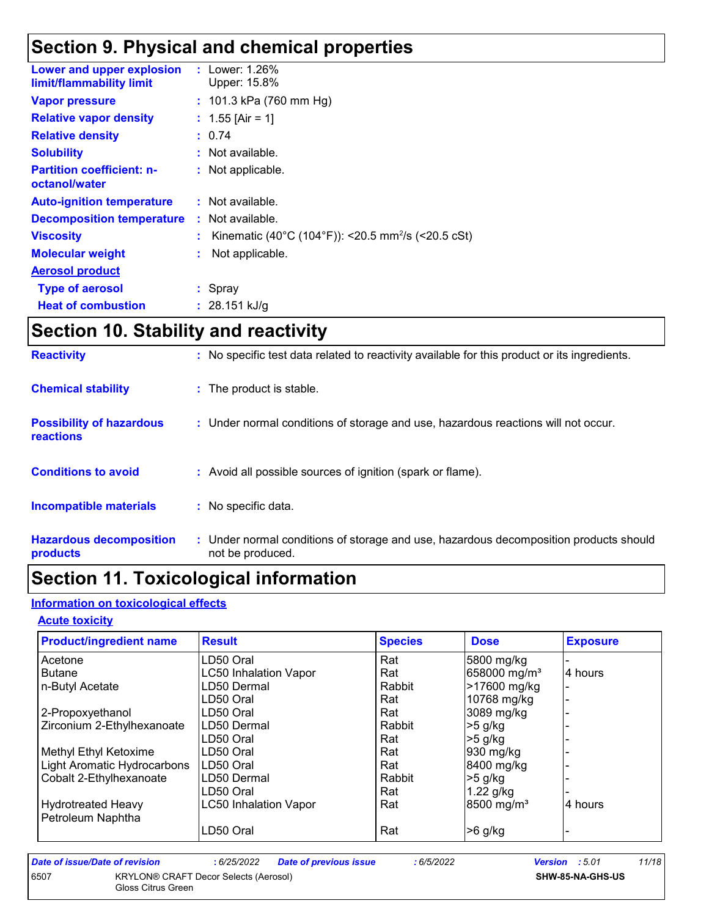## Section 9. Physical and chemical properties

| | | |
|---|---|---|
| **Lower and upper explosion limit/flammability limit** | : | Lower: 1.26%<br>Upper: 15.8% |
| **Vapor pressure** | : | 101.3 kPa (760 mm Hg) |
| **Relative vapor density** | : | 1.55 [Air = 1] |
| **Relative density** | : | 0.74 |
| **Solubility** | : | Not available. |
| **Partition coefficient: n-octanol/water** | : | Not applicable. |
| **Auto-ignition temperature** | : | Not available. |
| **Decomposition temperature** | : | Not available. |
| **Viscosity** | : | Kinematic (40°C (104°F)): <20.5 mm$^2$/s (<20.5 cSt) |
| **Molecular weight** | : | Not applicable. |

**Aerosol product**

| | | |
|---|---|---|
| **Type of aerosol** | : | Spray |
| **Heat of combustion** | : | 28.151 kJ/g |

## Section 10. Stability and reactivity

| | | |
|---|---|---|
| **Reactivity** | : | No specific test data related to reactivity available for this product or its ingredients. |
| **Chemical stability** | : | The product is stable. |
| **Possibility of hazardous reactions** | : | Under normal conditions of storage and use, hazardous reactions will not occur. |
| **Conditions to avoid** | : | Avoid all possible sources of ignition (spark or flame). |
| **Incompatible materials** | : | No specific data. |
| **Hazardous decomposition products** | : | Under normal conditions of storage and use, hazardous decomposition products should not be produced. |

## Section 11. Toxicological information

### Information on toxicological effects

#### Acute toxicity

| Product/ingredient name | Result | Species | Dose | Exposure |
|---|---|---|---|---|
| Acetone | LD50 Oral | Rat | 5800 mg/kg | - |
| Butane | LC50 Inhalation Vapor | Rat | 658000 mg/m³ | 4 hours |
| n-Butyl Acetate | LD50 Dermal | Rabbit | >17600 mg/kg | - |
| | LD50 Oral | Rat | 10768 mg/kg | - |
| 2-Propoxyethanol | LD50 Oral | Rat | 3089 mg/kg | - |
| Zirconium 2-Ethylhexanoate | LD50 Dermal | Rabbit | >5 g/kg | - |
| | LD50 Oral | Rat | >5 g/kg | - |
| Methyl Ethyl Ketoxime | LD50 Oral | Rat | 930 mg/kg | - |
| Light Aromatic Hydrocarbons | LD50 Oral | Rat | 8400 mg/kg | - |
| Cobalt 2-Ethylhexanoate | LD50 Dermal | Rabbit | >5 g/kg | - |
| | LD50 Oral | Rat | 1.22 g/kg | - |
| Hydrotreated Heavy Petroleum Naphtha | LC50 Inhalation Vapor | Rat | 8500 mg/m³ | 4 hours |
| | LD50 Oral | Rat | >6 g/kg | - |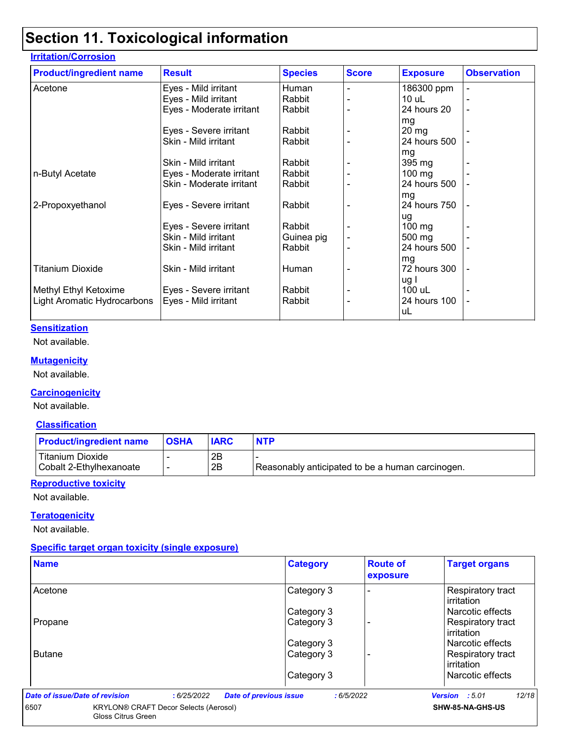# Section 11. Toxicological information

### Irritation/Corrosion

| Product/ingredient name | Result | Species | Score | Exposure | Observation |
|---|---|---|---|---|---|
| Acetone | Eyes - Mild irritant | Human | - | 186300 ppm | - |
| | Eyes - Mild irritant | Rabbit | - | 10 uL | - |
| | Eyes - Moderate irritant | Rabbit | - | 24 hours 20 mg | - |
| | Eyes - Severe irritant | Rabbit | - | 20 mg | - |
| | Skin - Mild irritant | Rabbit | - | 24 hours 500 mg | - |
| | Skin - Mild irritant | Rabbit | - | 395 mg | - |
| n-Butyl Acetate | Eyes - Moderate irritant | Rabbit | - | 100 mg | - |
| | Skin - Moderate irritant | Rabbit | - | 24 hours 500 mg | - |
| 2-Propoxyethanol | Eyes - Severe irritant | Rabbit | - | 24 hours 750 ug | - |
| | Eyes - Severe irritant | Rabbit | - | 100 mg | - |
| | Skin - Mild irritant | Guinea pig | - | 500 mg | - |
| | Skin - Mild irritant | Rabbit | - | 24 hours 500 mg | - |
| Titanium Dioxide | Skin - Mild irritant | Human | - | 72 hours 300 ug I | - |
| Methyl Ethyl Ketoxime | Eyes - Severe irritant | Rabbit | - | 100 uL | - |
| Light Aromatic Hydrocarbons | Eyes - Mild irritant | Rabbit | - | 24 hours 100 uL | - |

### Sensitization

Not available.

### Mutagenicity

Not available.

### Carcinogenicity

Not available.

#### Classification

| Product/ingredient name | OSHA | IARC | NTP |
|---|---|---|---|
| Titanium Dioxide | - | 2B | - |
| Cobalt 2-Ethylhexanoate | - | 2B | Reasonably anticipated to be a human carcinogen. |

### Reproductive toxicity

Not available.

### Teratogenicity

Not available.

### Specific target organ toxicity (single exposure)

| Name | Category | Route of exposure | Target organs |
|---|---|---|---|
| Acetone | Category 3 | - | Respiratory tract irritation |
| | Category 3 | | Narcotic effects |
| Propane | Category 3 | - | Respiratory tract irritation |
| | Category 3 | | Narcotic effects |
| Butane | Category 3 | - | Respiratory tract irritation |
| | Category 3 | | Narcotic effects |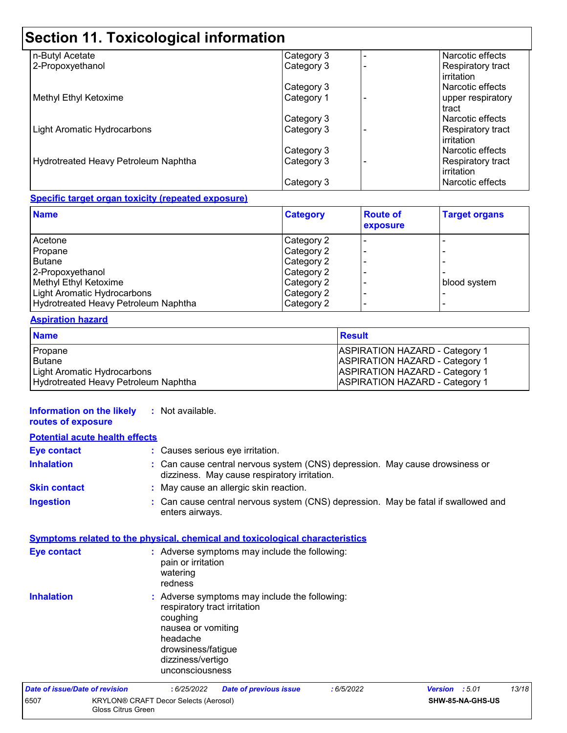# Section 11. Toxicological information

| | | | |
|---|---|---|---|
| n-Butyl Acetate | Category 3 | - | Narcotic effects |
| 2-Propoxyethanol | Category 3 | - | Respiratory tract irritation |
| | Category 3 | | Narcotic effects |
| Methyl Ethyl Ketoxime | Category 1 | - | upper respiratory tract |
| | Category 3 | | Narcotic effects |
| Light Aromatic Hydrocarbons | Category 3 | - | Respiratory tract irritation |
| | Category 3 | | Narcotic effects |
| Hydrotreated Heavy Petroleum Naphtha | Category 3 | - | Respiratory tract irritation |
| | Category 3 | | Narcotic effects |

**Specific target organ toxicity (repeated exposure)**

| Name | Category | Route of exposure | Target organs |
|---|---|---|---|
| Acetone | Category 2 | - | - |
| Propane | Category 2 | - | - |
| Butane | Category 2 | - | - |
| 2-Propoxyethanol | Category 2 | - | - |
| Methyl Ethyl Ketoxime | Category 2 | - | blood system |
| Light Aromatic Hydrocarbons | Category 2 | - | - |
| Hydrotreated Heavy Petroleum Naphtha | Category 2 | - | - |

**Aspiration hazard**

| Name | Result |
|---|---|
| Propane | ASPIRATION HAZARD - Category 1 |
| Butane | ASPIRATION HAZARD - Category 1 |
| Light Aromatic Hydrocarbons | ASPIRATION HAZARD - Category 1 |
| Hydrotreated Heavy Petroleum Naphtha | ASPIRATION HAZARD - Category 1 |

**Information on the likely routes of exposure** : Not available.

**Potential acute health effects**

**Eye contact** : Causes serious eye irritation.

**Inhalation** : Can cause central nervous system (CNS) depression. May cause drowsiness or dizziness. May cause respiratory irritation.

**Skin contact** : May cause an allergic skin reaction.

**Ingestion** : Can cause central nervous system (CNS) depression. May be fatal if swallowed and enters airways.

**Symptoms related to the physical, chemical and toxicological characteristics**

**Eye contact** : Adverse symptoms may include the following:
pain or irritation
watering
redness

**Inhalation** : Adverse symptoms may include the following:
respiratory tract irritation
coughing
nausea or vomiting
headache
drowsiness/fatigue
dizziness/vertigo
unconsciousness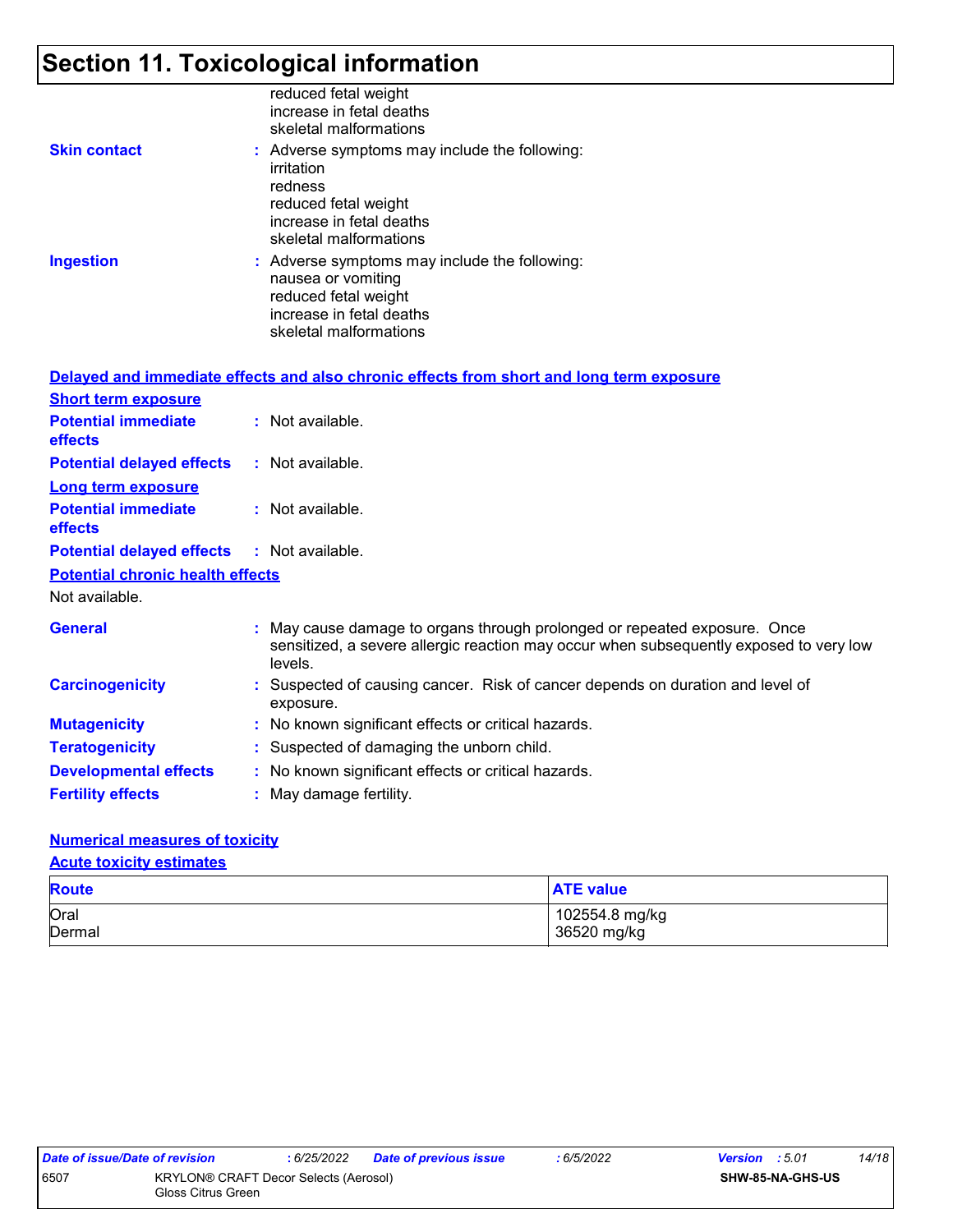# Section 11. Toxicological information

reduced fetal weight
increase in fetal deaths
skeletal malformations

**Skin contact** : Adverse symptoms may include the following:
irritation
redness
reduced fetal weight
increase in fetal deaths
skeletal malformations

**Ingestion** : Adverse symptoms may include the following:
nausea or vomiting
reduced fetal weight
increase in fetal deaths
skeletal malformations

**Delayed and immediate effects and also chronic effects from short and long term exposure**

**Short term exposure**

**Potential immediate effects** : Not available.

**Potential delayed effects** : Not available.

**Long term exposure**

**Potential immediate effects** : Not available.

**Potential delayed effects** : Not available.

**Potential chronic health effects**

Not available.

**General** : May cause damage to organs through prolonged or repeated exposure. Once sensitized, a severe allergic reaction may occur when subsequently exposed to very low levels.

**Carcinogenicity** : Suspected of causing cancer. Risk of cancer depends on duration and level of exposure.

**Mutagenicity** : No known significant effects or critical hazards.

**Teratogenicity** : Suspected of damaging the unborn child.

**Developmental effects** : No known significant effects or critical hazards.

**Fertility effects** : May damage fertility.

**Numerical measures of toxicity**

**Acute toxicity estimates**

| Route | ATE value |
| --- | --- |
| Oral | 102554.8 mg/kg |
| Dermal | 36520 mg/kg |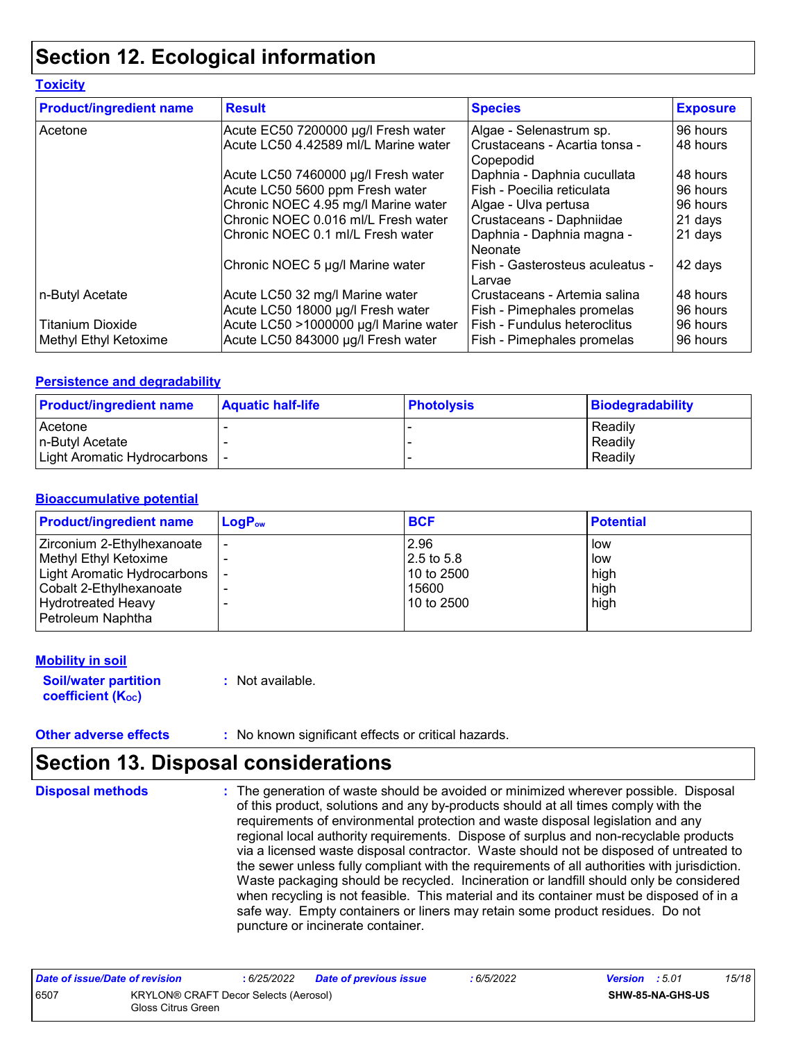# Section 12. Ecological information

### Toxicity

| Product/ingredient name | Result | Species | Exposure |
|---|---|---|---|
| Acetone | Acute EC50 7200000 µg/l Fresh water | Algae - Selenastrum sp. | 96 hours |
| | Acute LC50 4.42589 ml/L Marine water | Crustaceans - Acartia tonsa - Copepodid | 48 hours |
| | Acute LC50 7460000 µg/l Fresh water | Daphnia - Daphnia cucullata | 48 hours |
| | Acute LC50 5600 ppm Fresh water | Fish - Poecilia reticulata | 96 hours |
| | Chronic NOEC 4.95 mg/l Marine water | Algae - Ulva pertusa | 96 hours |
| | Chronic NOEC 0.016 ml/L Fresh water | Crustaceans - Daphniidae | 21 days |
| | Chronic NOEC 0.1 ml/L Fresh water | Daphnia - Daphnia magna - Neonate | 21 days |
| | Chronic NOEC 5 µg/l Marine water | Fish - Gasterosteus aculeatus - Larvae | 42 days |
| n-Butyl Acetate | Acute LC50 32 mg/l Marine water | Crustaceans - Artemia salina | 48 hours |
| | Acute LC50 18000 µg/l Fresh water | Fish - Pimephales promelas | 96 hours |
| Titanium Dioxide | Acute LC50 >1000000 µg/l Marine water | Fish - Fundulus heteroclitus | 96 hours |
| Methyl Ethyl Ketoxime | Acute LC50 843000 µg/l Fresh water | Fish - Pimephales promelas | 96 hours |

### Persistence and degradability

| Product/ingredient name | Aquatic half-life | Photolysis | Biodegradability |
|---|---|---|---|
| Acetone | - | - | Readily |
| n-Butyl Acetate | - | - | Readily |
| Light Aromatic Hydrocarbons | - | - | Readily |

### Bioaccumulative potential

| Product/ingredient name | $LogP_{ow}$ | BCF | Potential |
|---|---|---|---|
| Zirconium 2-Ethylhexanoate | - | 2.96 | low |
| Methyl Ethyl Ketoxime | - | 2.5 to 5.8 | low |
| Light Aromatic Hydrocarbons | - | 10 to 2500 | high |
| Cobalt 2-Ethylhexanoate | - | 15600 | high |
| Hydrotreated Heavy Petroleum Naphtha | - | 10 to 2500 | high |

### Mobility in soil

**Soil/water partition coefficient ($K_{OC}$)** : Not available.

**Other adverse effects** : No known significant effects or critical hazards.

# Section 13. Disposal considerations

**Disposal methods** : The generation of waste should be avoided or minimized wherever possible. Disposal of this product, solutions and any by-products should at all times comply with the requirements of environmental protection and waste disposal legislation and any regional local authority requirements. Dispose of surplus and non-recyclable products via a licensed waste disposal contractor. Waste should not be disposed of untreated to the sewer unless fully compliant with the requirements of all authorities with jurisdiction. Waste packaging should be recycled. Incineration or landfill should only be considered when recycling is not feasible. This material and its container must be disposed of in a safe way. Empty containers or liners may retain some product residues. Do not puncture or incinerate container.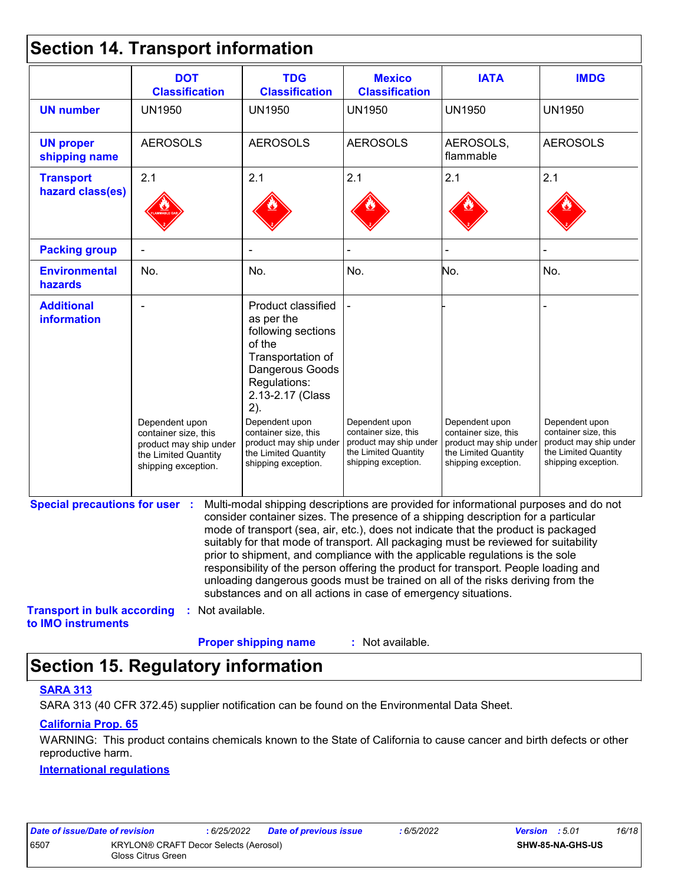## Section 14. Transport information

| | DOT Classification | TDG Classification | Mexico Classification | IATA | IMDG |
|---|---|---|---|---|---|
| **UN number** | UN1950 | UN1950 | UN1950 | UN1950 | UN1950 |
| **UN proper shipping name** | AEROSOLS | AEROSOLS | AEROSOLS | AEROSOLS, flammable | AEROSOLS |
| **Transport hazard class(es)** | 2.1 | 2.1 | 2.1 | 2.1 | 2.1 |
| **Packing group** | - | - | - | - | - |
| **Environmental hazards** | No. | No. | No. | No. | No. |
| **Additional information** | - Dependent upon container size, this product may ship under the Limited Quantity shipping exception. | Product classified as per the following sections of the Transportation of Dangerous Goods Regulations: 2.13-2.17 (Class 2). Dependent upon container size, this product may ship under the Limited Quantity shipping exception. | - Dependent upon container size, this product may ship under the Limited Quantity shipping exception. | - Dependent upon container size, this product may ship under the Limited Quantity shipping exception. | - Dependent upon container size, this product may ship under the Limited Quantity shipping exception. |

**Special precautions for user** : Multi-modal shipping descriptions are provided for informational purposes and do not consider container sizes. The presence of a shipping description for a particular mode of transport (sea, air, etc.), does not indicate that the product is packaged suitably for that mode of transport. All packaging must be reviewed for suitability prior to shipment, and compliance with the applicable regulations is the sole responsibility of the person offering the product for transport. People loading and unloading dangerous goods must be trained on all of the risks deriving from the substances and on all actions in case of emergency situations.

**Transport in bulk according to IMO instruments** : Not available.

**Proper shipping name** : Not available.

## Section 15. Regulatory information

**SARA 313**

SARA 313 (40 CFR 372.45) supplier notification can be found on the Environmental Data Sheet.

**California Prop. 65**

WARNING: This product contains chemicals known to the State of California to cause cancer and birth defects or other reproductive harm.

**International regulations**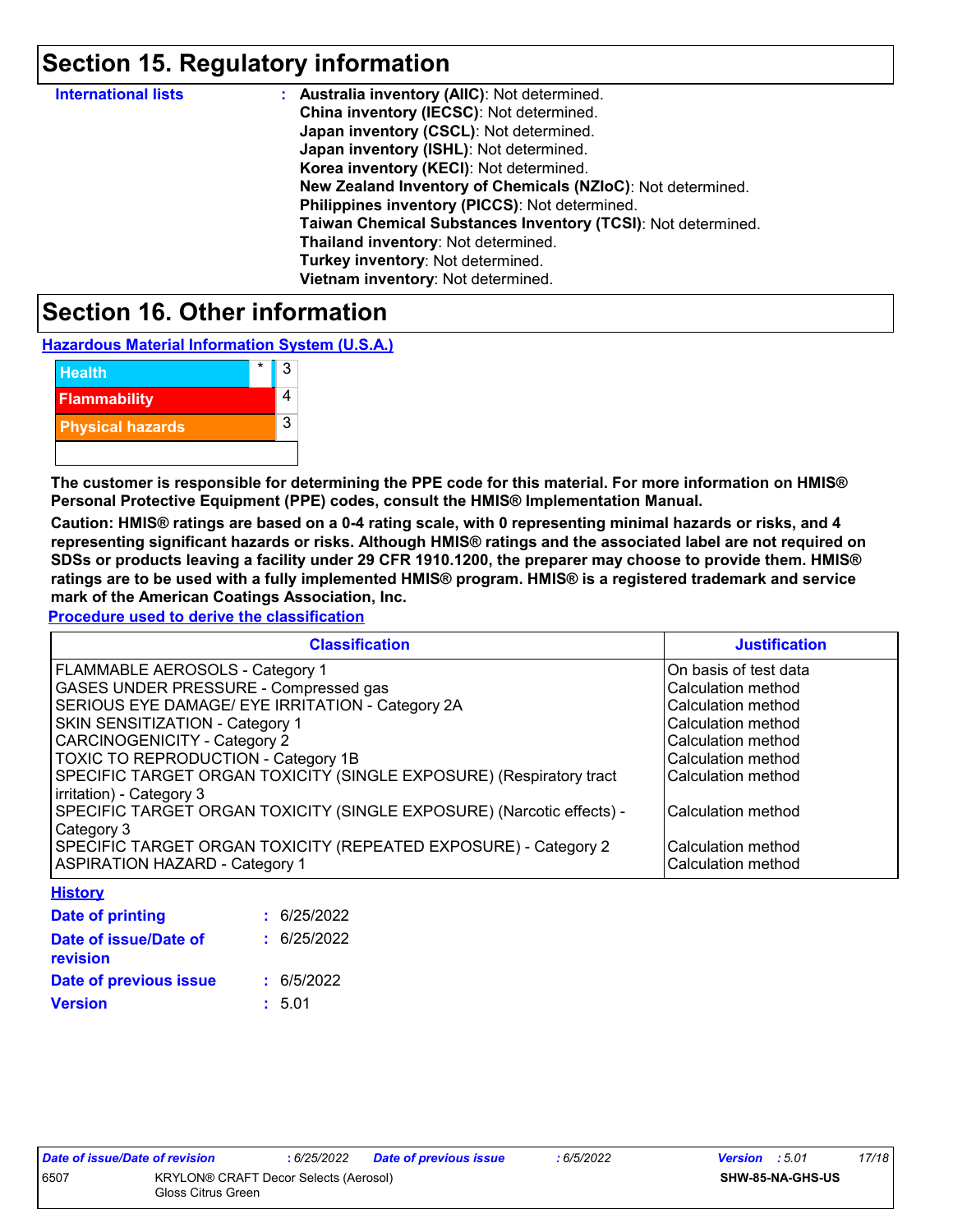## Section 15. Regulatory information

**International lists** : **Australia inventory (AIIC)**: Not determined.
**China inventory (IECSC)**: Not determined.
**Japan inventory (CSCL)**: Not determined.
**Japan inventory (ISHL)**: Not determined.
**Korea inventory (KECI)**: Not determined.
**New Zealand Inventory of Chemicals (NZIoC)**: Not determined.
**Philippines inventory (PICCS)**: Not determined.
**Taiwan Chemical Substances Inventory (TCSI)**: Not determined.
**Thailand inventory**: Not determined.
**Turkey inventory**: Not determined.
**Vietnam inventory**: Not determined.

## Section 16. Other information

**Hazardous Material Information System (U.S.A.)**

| | | |
|---|---|---|
| Health | * | 3 |
| Flammability | | 4 |
| Physical hazards | | 3 |
| | | |

**The customer is responsible for determining the PPE code for this material. For more information on HMIS® Personal Protective Equipment (PPE) codes, consult the HMIS® Implementation Manual.**

**Caution: HMIS® ratings are based on a 0-4 rating scale, with 0 representing minimal hazards or risks, and 4 representing significant hazards or risks. Although HMIS® ratings and the associated label are not required on SDSs or products leaving a facility under 29 CFR 1910.1200, the preparer may choose to provide them. HMIS® ratings are to be used with a fully implemented HMIS® program. HMIS® is a registered trademark and service mark of the American Coatings Association, Inc.**

**Procedure used to derive the classification**

| Classification | Justification |
|---|---|
| FLAMMABLE AEROSOLS - Category 1 | On basis of test data |
| GASES UNDER PRESSURE - Compressed gas | Calculation method |
| SERIOUS EYE DAMAGE/ EYE IRRITATION - Category 2A | Calculation method |
| SKIN SENSITIZATION - Category 1 | Calculation method |
| CARCINOGENICITY - Category 2 | Calculation method |
| TOXIC TO REPRODUCTION - Category 1B | Calculation method |
| SPECIFIC TARGET ORGAN TOXICITY (SINGLE EXPOSURE) (Respiratory tract irritation) - Category 3 | Calculation method |
| SPECIFIC TARGET ORGAN TOXICITY (SINGLE EXPOSURE) (Narcotic effects) - Category 3 | Calculation method |
| SPECIFIC TARGET ORGAN TOXICITY (REPEATED EXPOSURE) - Category 2 | Calculation method |
| ASPIRATION HAZARD - Category 1 | Calculation method |

**History**

**Date of printing** : 6/25/2022

**Date of issue/Date of revision** : 6/25/2022

**Date of previous issue** : 6/5/2022

**Version** : 5.01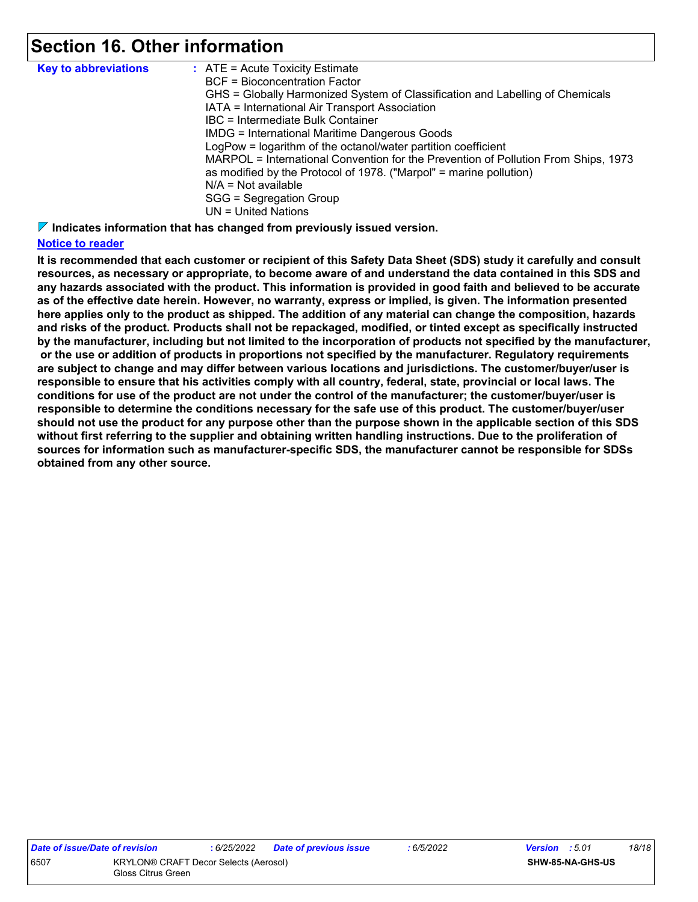## Section 16. Other information

**Key to abbreviations** : ATE = Acute Toxicity Estimate
BCF = Bioconcentration Factor
GHS = Globally Harmonized System of Classification and Labelling of Chemicals
IATA = International Air Transport Association
IBC = Intermediate Bulk Container
IMDG = International Maritime Dangerous Goods
LogPow = logarithm of the octanol/water partition coefficient
MARPOL = International Convention for the Prevention of Pollution From Ships, 1973 as modified by the Protocol of 1978. ("Marpol" = marine pollution)
N/A = Not available
SGG = Segregation Group
UN = United Nations

**Indicates information that has changed from previously issued version.**

**Notice to reader**

**It is recommended that each customer or recipient of this Safety Data Sheet (SDS) study it carefully and consult resources, as necessary or appropriate, to become aware of and understand the data contained in this SDS and any hazards associated with the product. This information is provided in good faith and believed to be accurate as of the effective date herein. However, no warranty, express or implied, is given. The information presented here applies only to the product as shipped. The addition of any material can change the composition, hazards and risks of the product. Products shall not be repackaged, modified, or tinted except as specifically instructed by the manufacturer, including but not limited to the incorporation of products not specified by the manufacturer, or the use or addition of products in proportions not specified by the manufacturer. Regulatory requirements are subject to change and may differ between various locations and jurisdictions. The customer/buyer/user is responsible to ensure that his activities comply with all country, federal, state, provincial or local laws. The conditions for use of the product are not under the control of the manufacturer; the customer/buyer/user is responsible to determine the conditions necessary for the safe use of this product. The customer/buyer/user should not use the product for any purpose other than the purpose shown in the applicable section of this SDS without first referring to the supplier and obtaining written handling instructions. Due to the proliferation of sources for information such as manufacturer-specific SDS, the manufacturer cannot be responsible for SDSs obtained from any other source.**